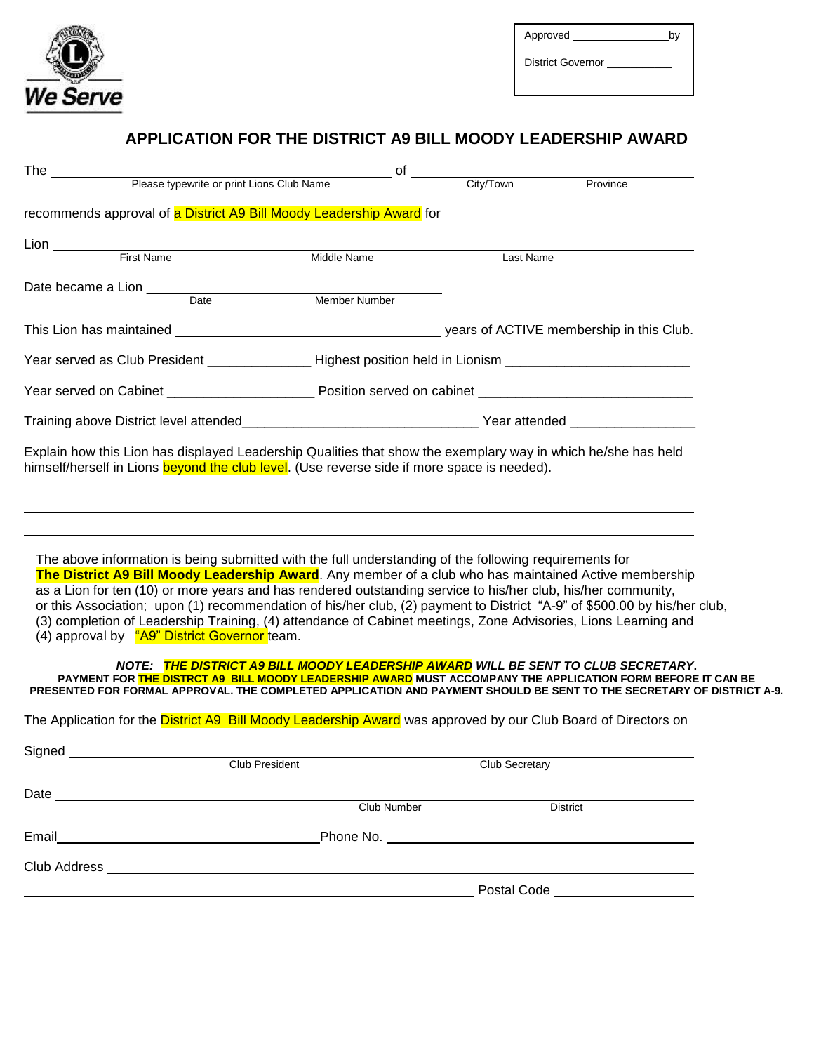We Serve

Approved _______________ by

District Governor ___________

## APPLICATION FOR THE DISTRICT A9 BILL MOODY LEADERSHIP AWARD

The ____________________________________________ of ____________________________________________

Please typewrite or print Lions Club Name — City/Town — Province

recommends approval of a District A9 Bill Moody Leadership Award for

Lion ______________________________________________________________________________

First Name — Middle Name — Last Name

Date became a Lion ____________________________________

Date — Member Number

This Lion has maintained ____________________________________ years of ACTIVE membership in this Club.

Year served as Club President ______________ Highest position held in Lionism _________________________

Year served on Cabinet ____________________ Position served on cabinet _____________________________

Training above District level attended________________________________ Year attended _________________

Explain how this Lion has displayed Leadership Qualities that show the exemplary way in which he/she has held himself/herself in Lions beyond the club level. (Use reverse side if more space is needed).

______________________________________________________________________________

______________________________________________________________________________

______________________________________________________________________________

The above information is being submitted with the full understanding of the following requirements for **The District A9 Bill Moody Leadership Award**. Any member of a club who has maintained Active membership as a Lion for ten (10) or more years and has rendered outstanding service to his/her club, his/her community, or this Association; upon (1) recommendation of his/her club, (2) payment to District "A-9" of $500.00 by his/her club, (3) completion of Leadership Training, (4) attendance of Cabinet meetings, Zone Advisories, Lions Learning and (4) approval by "A9" District Governor team.

***NOTE: THE DISTRICT A9 BILL MOODY LEADERSHIP AWARD WILL BE SENT TO CLUB SECRETARY.***

**PAYMENT FOR THE DISTRCT A9 BILL MOODY LEADERSHIP AWARD MUST ACCOMPANY THE APPLICATION FORM BEFORE IT CAN BE PRESENTED FOR FORMAL APPROVAL. THE COMPLETED APPLICATION AND PAYMENT SHOULD BE SENT TO THE SECRETARY OF DISTRICT A-9.**

The Application for the District A9 Bill Moody Leadership Award was approved by our Club Board of Directors on _

Signed ______________________________________________________________________________

Club President — Club Secretary

Date ______________________________________________________________________________

Club Number — District

Email____________________________________ Phone No. ____________________________________

Club Address ______________________________________________________________________________

______________________________________________________________ Postal Code __________________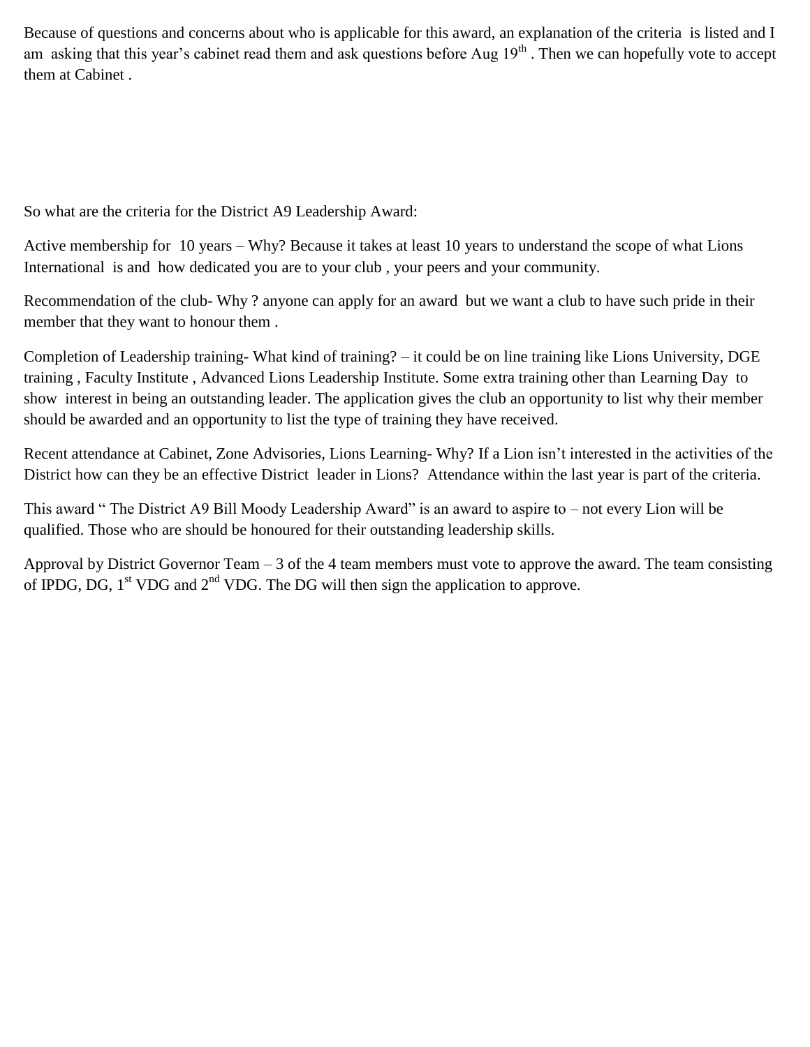Because of questions and concerns about who is applicable for this award, an explanation of the criteria is listed and I am asking that this year's cabinet read them and ask questions before Aug 19th . Then we can hopefully vote to accept them at Cabinet .

So what are the criteria for the District A9 Leadership Award:

Active membership for 10 years – Why? Because it takes at least 10 years to understand the scope of what Lions International is and how dedicated you are to your club , your peers and your community.

Recommendation of the club- Why ? anyone can apply for an award but we want a club to have such pride in their member that they want to honour them .

Completion of Leadership training- What kind of training? – it could be on line training like Lions University, DGE training , Faculty Institute , Advanced Lions Leadership Institute. Some extra training other than Learning Day to show interest in being an outstanding leader. The application gives the club an opportunity to list why their member should be awarded and an opportunity to list the type of training they have received.

Recent attendance at Cabinet, Zone Advisories, Lions Learning- Why? If a Lion isn't interested in the activities of the District how can they be an effective District leader in Lions? Attendance within the last year is part of the criteria.

This award " The District A9 Bill Moody Leadership Award" is an award to aspire to – not every Lion will be qualified. Those who are should be honoured for their outstanding leadership skills.

Approval by District Governor Team – 3 of the 4 team members must vote to approve the award. The team consisting of IPDG, DG, 1st VDG and 2nd VDG. The DG will then sign the application to approve.